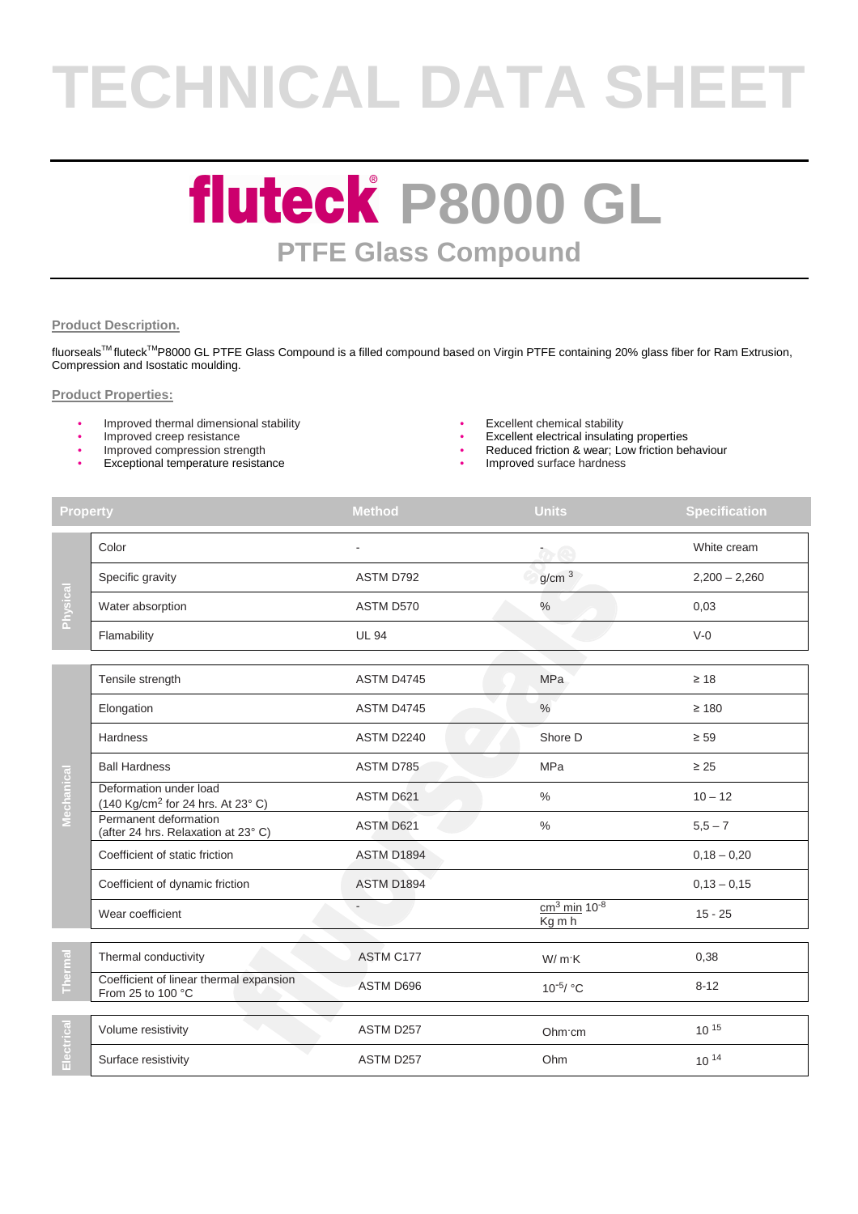# TECHNICAL DATA SHEET

## fluteck® P8000 GL

### PTFE Glass Compound

**Product Description.**

fluorseals™ fluteck™P8000 GL PTFE Glass Compound is a filled compound based on Virgin PTFE containing 20% glass fiber for Ram Extrusion, Compression and Isostatic moulding.

**Product Properties:**

- Improved thermal dimensional stability
- Improved creep resistance
- Improved compression strength
- Exceptional temperature resistance
- Excellent chemical stability
- Excellent electrical insulating properties
- Reduced friction & wear; Low friction behaviour
- Improved surface hardness

| | Property | Method | Units | Specification |
|---|---|---|---|---|
| Physical | Color | - | - | White cream |
| | Specific gravity | ASTM D792 | $g/cm^3$ | 2,200 – 2,260 |
| | Water absorption | ASTM D570 | % | 0,03 |
| | Flamability | UL 94 | | V-0 |
| Mechanical | Tensile strength | ASTM D4745 | MPa | ≥ 18 |
| | Elongation | ASTM D4745 | % | ≥ 180 |
| | Hardness | ASTM D2240 | Shore D | ≥ 59 |
| | Ball Hardness | ASTM D785 | MPa | ≥ 25 |
| | Deformation under load (140 $Kg/cm^2$ for 24 hrs. At 23° C) | ASTM D621 | % | 10 – 12 |
| | Permanent deformation (after 24 hrs. Relaxation at 23° C) | ASTM D621 | % | 5,5 – 7 |
| | Coefficient of static friction | ASTM D1894 | | 0,18 – 0,20 |
| | Coefficient of dynamic friction | ASTM D1894 | | 0,13 – 0,15 |
| | Wear coefficient | - | $\frac{cm^3\ min}{Kg\ m\ h} 10^{-8}$ | 15 - 25 |
| Thermal | Thermal conductivity | ASTM C177 | W/ m·K | 0,38 |
| | Coefficient of linear thermal expansion From 25 to 100 °C | ASTM D696 | $10^{-5}$/ °C | 8-12 |
| Electrical | Volume resistivity | ASTM D257 | Ohm·cm | $10^{15}$ |
| | Surface resistivity | ASTM D257 | Ohm | $10^{14}$ |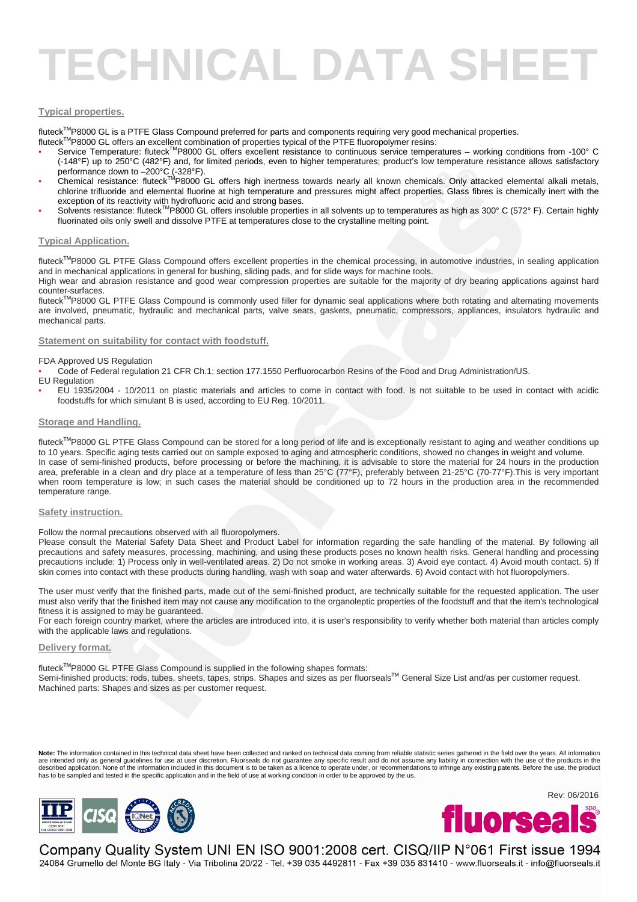# TECHNICAL DATA SHEET

## Typical properties.

fluteck™P8000 GL is a PTFE Glass Compound preferred for parts and components requiring very good mechanical properties.
fluteck™P8000 GL offers an excellent combination of properties typical of the PTFE fluoropolymer resins:

- Service Temperature: fluteck™P8000 GL offers excellent resistance to continuous service temperatures – working conditions from -100° C (-148°F) up to 250°C (482°F) and, for limited periods, even to higher temperatures; product's low temperature resistance allows satisfactory performance down to –200°C (-328°F).
- Chemical resistance: fluteck™P8000 GL offers high inertness towards nearly all known chemicals. Only attacked elemental alkali metals, chlorine trifluoride and elemental fluorine at high temperature and pressures might affect properties. Glass fibres is chemically inert with the exception of its reactivity with hydrofluoric acid and strong bases.
- Solvents resistance: fluteck™P8000 GL offers insoluble properties in all solvents up to temperatures as high as 300° C (572° F). Certain highly fluorinated oils only swell and dissolve PTFE at temperatures close to the crystalline melting point.

## Typical Application.

fluteck™P8000 GL PTFE Glass Compound offers excellent properties in the chemical processing, in automotive industries, in sealing application and in mechanical applications in general for bushing, sliding pads, and for slide ways for machine tools.
High wear and abrasion resistance and good wear compression properties are suitable for the majority of dry bearing applications against hard counter-surfaces.
fluteck™P8000 GL PTFE Glass Compound is commonly used filler for dynamic seal applications where both rotating and alternating movements are involved, pneumatic, hydraulic and mechanical parts, valve seats, gaskets, pneumatic, compressors, appliances, insulators hydraulic and mechanical parts.

## Statement on suitability for contact with foodstuff.

FDA Approved US Regulation

- Code of Federal regulation 21 CFR Ch.1; section 177.1550 Perfluorocarbon Resins of the Food and Drug Administration/US.

EU Regulation

- EU 1935/2004 - 10/2011 on plastic materials and articles to come in contact with food. Is not suitable to be used in contact with acidic foodstuffs for which simulant B is used, according to EU Reg. 10/2011.

## Storage and Handling.

fluteck™P8000 GL PTFE Glass Compound can be stored for a long period of life and is exceptionally resistant to aging and weather conditions up to 10 years. Specific aging tests carried out on sample exposed to aging and atmospheric conditions, showed no changes in weight and volume.
In case of semi-finished products, before processing or before the machining, it is advisable to store the material for 24 hours in the production area, preferable in a clean and dry place at a temperature of less than 25°C (77°F), preferably between 21-25°C (70-77°F).This is very important when room temperature is low; in such cases the material should be conditioned up to 72 hours in the production area in the recommended temperature range.

## Safety instruction.

Follow the normal precautions observed with all fluoropolymers.
Please consult the Material Safety Data Sheet and Product Label for information regarding the safe handling of the material. By following all precautions and safety measures, processing, machining, and using these products poses no known health risks. General handling and processing precautions include: 1) Process only in well-ventilated areas. 2) Do not smoke in working areas. 3) Avoid eye contact. 4) Avoid mouth contact. 5) If skin comes into contact with these products during handling, wash with soap and water afterwards. 6) Avoid contact with hot fluoropolymers.

The user must verify that the finished parts, made out of the semi-finished product, are technically suitable for the requested application. The user must also verify that the finished item may not cause any modification to the organoleptic properties of the foodstuff and that the item's technological fitness it is assigned to may be guaranteed.
For each foreign country market, where the articles are introduced into, it is user's responsibility to verify whether both material than articles comply with the applicable laws and regulations.

## Delivery format.

fluteck™P8000 GL PTFE Glass Compound is supplied in the following shapes formats:
Semi-finished products: rods, tubes, sheets, tapes, strips. Shapes and sizes as per fluorseals™ General Size List and/as per customer request.
Machined parts: Shapes and sizes as per customer request.

**Note:** The information contained in this technical data sheet have been collected and ranked on technical data coming from reliable statistic series gathered in the field over the years. All information are intended only as general guidelines for use at user discretion. Fluorseals do not guarantee any specific result and do not assume any liability in connection with the use of the products in the described application. None of the information included in this document is to be taken as a licence to operate under, or recommendations to infringe any existing patents. Before the use, the product has to be sampled and tested in the specific application and in the field of use at working condition in order to be approved by the us.

Rev: 06/2016

Company Quality System UNI EN ISO 9001:2008 cert. CISQ/IIP N°061 First issue 1994
24064 Grumello del Monte BG Italy - Via Tribolina 20/22 - Tel. +39 035 4492811 - Fax +39 035 831410 - www.fluorseals.it - info@fluorseals.it